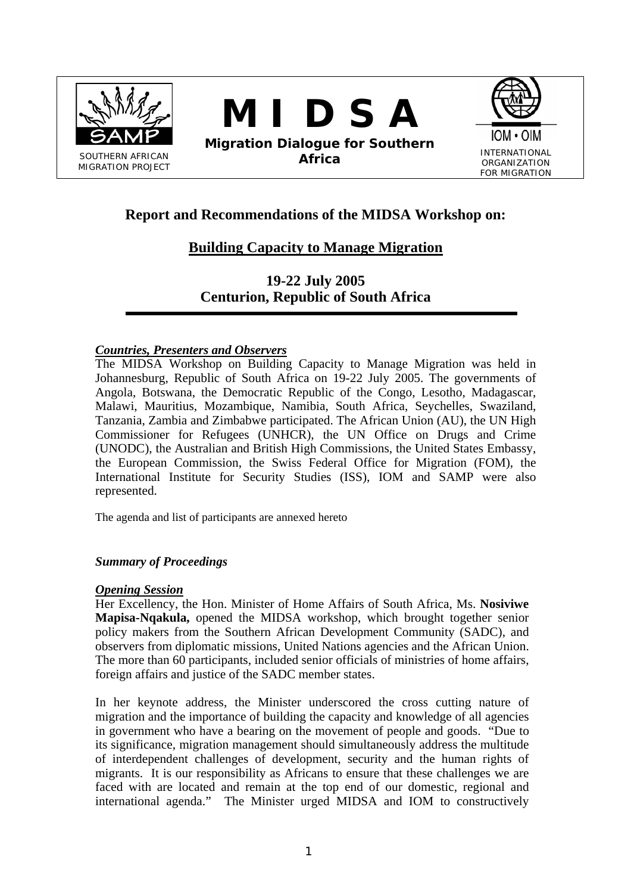SOUTHERN AFRICAN MIGRATION PROJECT

# M I D S A

**Migration Dialogue for Southern Africa**

INTERNATIONAL ORGANIZATION FOR MIGRATION

## Report and Recommendations of the MIDSA Workshop on:

## Building Capacity to Manage Migration

### 19-22 July 2005
### Centurion, Republic of South Africa

***Countries, Presenters and Observers***

The MIDSA Workshop on Building Capacity to Manage Migration was held in Johannesburg, Republic of South Africa on 19-22 July 2005. The governments of Angola, Botswana, the Democratic Republic of the Congo, Lesotho, Madagascar, Malawi, Mauritius, Mozambique, Namibia, South Africa, Seychelles, Swaziland, Tanzania, Zambia and Zimbabwe participated. The African Union (AU), the UN High Commissioner for Refugees (UNHCR), the UN Office on Drugs and Crime (UNODC), the Australian and British High Commissions, the United States Embassy, the European Commission, the Swiss Federal Office for Migration (FOM), the International Institute for Security Studies (ISS), IOM and SAMP were also represented.

The agenda and list of participants are annexed hereto

***Summary of Proceedings***

***Opening Session***

Her Excellency, the Hon. Minister of Home Affairs of South Africa, Ms. **Nosiviwe Mapisa-Nqakula,** opened the MIDSA workshop, which brought together senior policy makers from the Southern African Development Community (SADC), and observers from diplomatic missions, United Nations agencies and the African Union. The more than 60 participants, included senior officials of ministries of home affairs, foreign affairs and justice of the SADC member states.

In her keynote address, the Minister underscored the cross cutting nature of migration and the importance of building the capacity and knowledge of all agencies in government who have a bearing on the movement of people and goods. "Due to its significance, migration management should simultaneously address the multitude of interdependent challenges of development, security and the human rights of migrants. It is our responsibility as Africans to ensure that these challenges we are faced with are located and remain at the top end of our domestic, regional and international agenda." The Minister urged MIDSA and IOM to constructively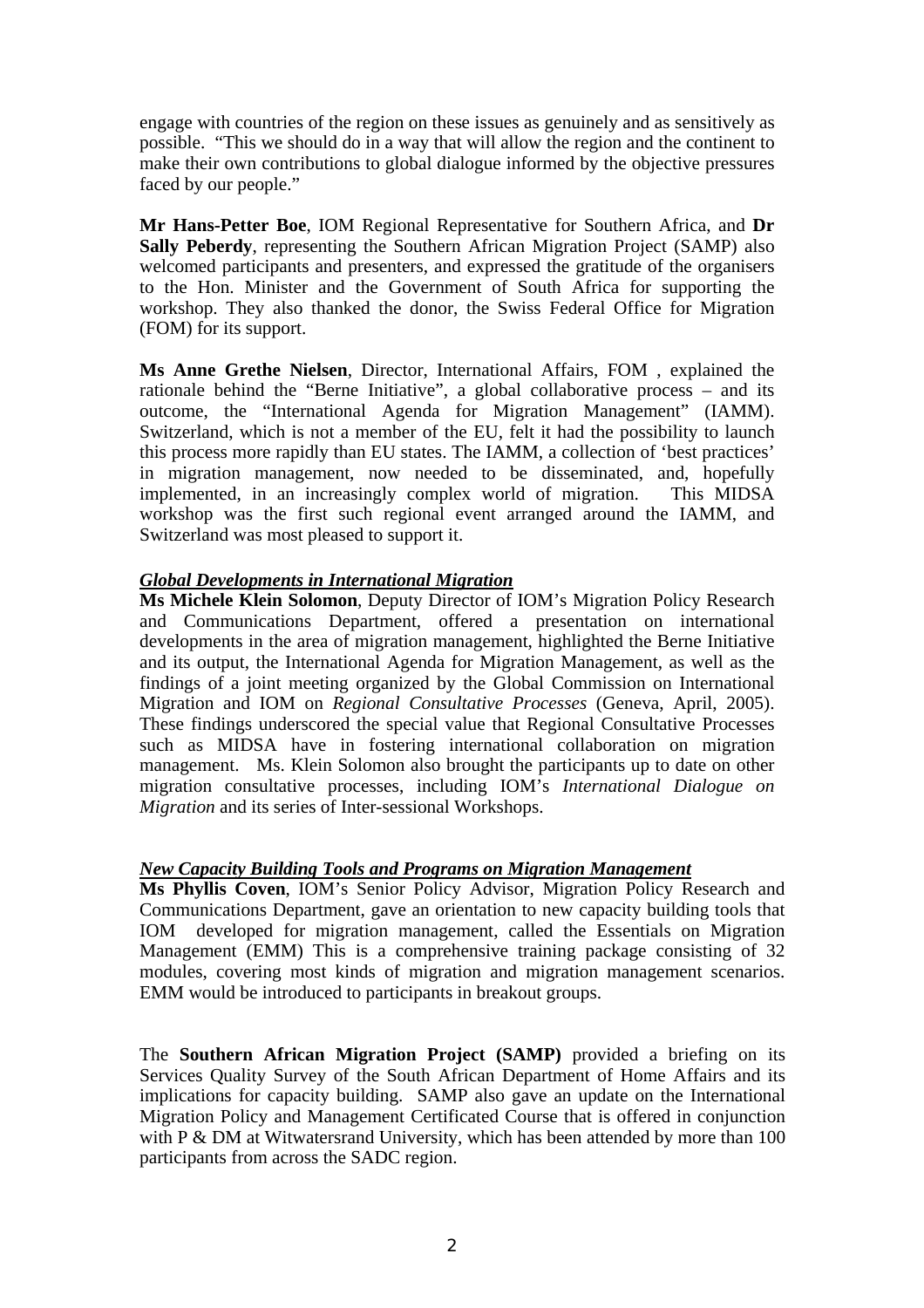engage with countries of the region on these issues as genuinely and as sensitively as possible. "This we should do in a way that will allow the region and the continent to make their own contributions to global dialogue informed by the objective pressures faced by our people."

**Mr Hans-Petter Boe**, IOM Regional Representative for Southern Africa, and **Dr Sally Peberdy**, representing the Southern African Migration Project (SAMP) also welcomed participants and presenters, and expressed the gratitude of the organisers to the Hon. Minister and the Government of South Africa for supporting the workshop. They also thanked the donor, the Swiss Federal Office for Migration (FOM) for its support.

**Ms Anne Grethe Nielsen**, Director, International Affairs, FOM , explained the rationale behind the "Berne Initiative", a global collaborative process – and its outcome, the "International Agenda for Migration Management" (IAMM). Switzerland, which is not a member of the EU, felt it had the possibility to launch this process more rapidly than EU states. The IAMM, a collection of 'best practices' in migration management, now needed to be disseminated, and, hopefully implemented, in an increasingly complex world of migration. This MIDSA workshop was the first such regional event arranged around the IAMM, and Switzerland was most pleased to support it.

***Global Developments in International Migration***

**Ms Michele Klein Solomon**, Deputy Director of IOM's Migration Policy Research and Communications Department, offered a presentation on international developments in the area of migration management, highlighted the Berne Initiative and its output, the International Agenda for Migration Management, as well as the findings of a joint meeting organized by the Global Commission on International Migration and IOM on *Regional Consultative Processes* (Geneva, April, 2005). These findings underscored the special value that Regional Consultative Processes such as MIDSA have in fostering international collaboration on migration management. Ms. Klein Solomon also brought the participants up to date on other migration consultative processes, including IOM's *International Dialogue on Migration* and its series of Inter-sessional Workshops.

***New Capacity Building Tools and Programs on Migration Management***

**Ms Phyllis Coven**, IOM's Senior Policy Advisor, Migration Policy Research and Communications Department, gave an orientation to new capacity building tools that IOM developed for migration management, called the Essentials on Migration Management (EMM) This is a comprehensive training package consisting of 32 modules, covering most kinds of migration and migration management scenarios. EMM would be introduced to participants in breakout groups.

The **Southern African Migration Project (SAMP)** provided a briefing on its Services Quality Survey of the South African Department of Home Affairs and its implications for capacity building. SAMP also gave an update on the International Migration Policy and Management Certificated Course that is offered in conjunction with P & DM at Witwatersrand University, which has been attended by more than 100 participants from across the SADC region.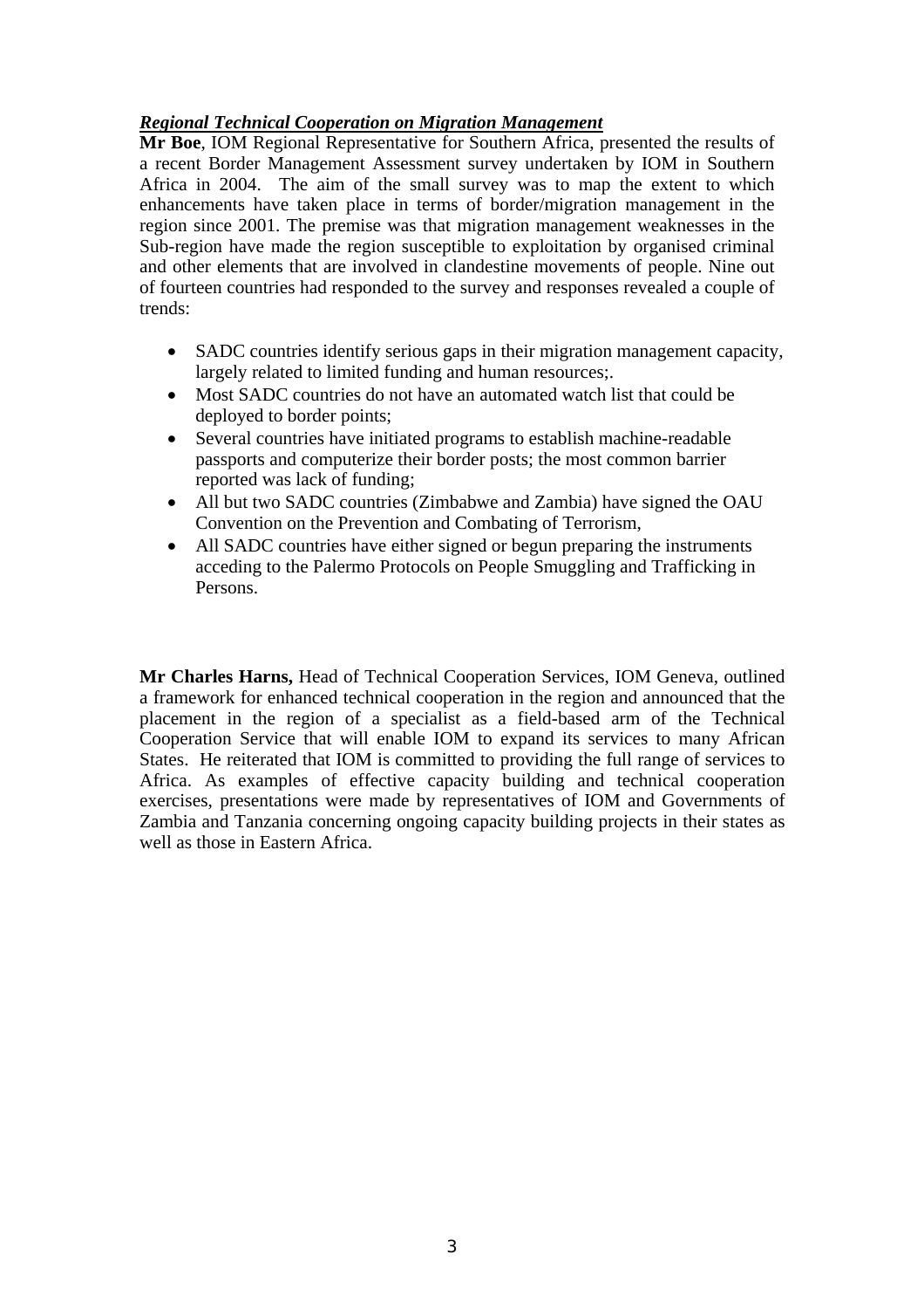***Regional Technical Cooperation on Migration Management***

**Mr Boe**, IOM Regional Representative for Southern Africa, presented the results of a recent Border Management Assessment survey undertaken by IOM in Southern Africa in 2004. The aim of the small survey was to map the extent to which enhancements have taken place in terms of border/migration management in the region since 2001. The premise was that migration management weaknesses in the Sub-region have made the region susceptible to exploitation by organised criminal and other elements that are involved in clandestine movements of people. Nine out of fourteen countries had responded to the survey and responses revealed a couple of trends:

- SADC countries identify serious gaps in their migration management capacity, largely related to limited funding and human resources;.
- Most SADC countries do not have an automated watch list that could be deployed to border points;
- Several countries have initiated programs to establish machine-readable passports and computerize their border posts; the most common barrier reported was lack of funding;
- All but two SADC countries (Zimbabwe and Zambia) have signed the OAU Convention on the Prevention and Combating of Terrorism,
- All SADC countries have either signed or begun preparing the instruments acceding to the Palermo Protocols on People Smuggling and Trafficking in Persons.

**Mr Charles Harns,** Head of Technical Cooperation Services, IOM Geneva, outlined a framework for enhanced technical cooperation in the region and announced that the placement in the region of a specialist as a field-based arm of the Technical Cooperation Service that will enable IOM to expand its services to many African States. He reiterated that IOM is committed to providing the full range of services to Africa. As examples of effective capacity building and technical cooperation exercises, presentations were made by representatives of IOM and Governments of Zambia and Tanzania concerning ongoing capacity building projects in their states as well as those in Eastern Africa.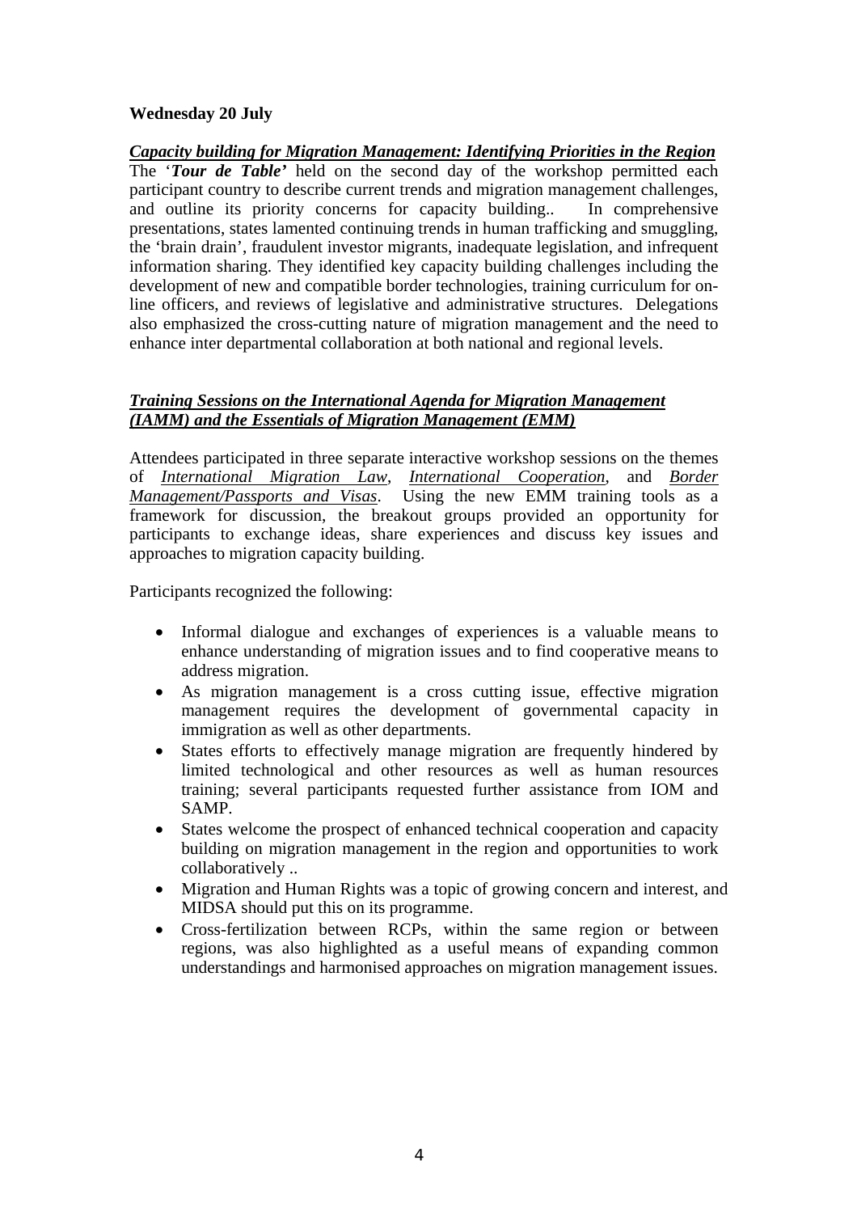**Wednesday 20 July**

***Capacity building for Migration Management: Identifying Priorities in the Region***

The '***Tour de Table'*** held on the second day of the workshop permitted each participant country to describe current trends and migration management challenges, and outline its priority concerns for capacity building.. In comprehensive presentations, states lamented continuing trends in human trafficking and smuggling, the 'brain drain', fraudulent investor migrants, inadequate legislation, and infrequent information sharing. They identified key capacity building challenges including the development of new and compatible border technologies, training curriculum for on-line officers, and reviews of legislative and administrative structures. Delegations also emphasized the cross-cutting nature of migration management and the need to enhance inter departmental collaboration at both national and regional levels.

***Training Sessions on the International Agenda for Migration Management (IAMM) and the Essentials of Migration Management (EMM)***

Attendees participated in three separate interactive workshop sessions on the themes of *International Migration Law*, *International Cooperation*, and *Border Management/Passports and Visas*. Using the new EMM training tools as a framework for discussion, the breakout groups provided an opportunity for participants to exchange ideas, share experiences and discuss key issues and approaches to migration capacity building.

Participants recognized the following:

- Informal dialogue and exchanges of experiences is a valuable means to enhance understanding of migration issues and to find cooperative means to address migration.
- As migration management is a cross cutting issue, effective migration management requires the development of governmental capacity in immigration as well as other departments.
- States efforts to effectively manage migration are frequently hindered by limited technological and other resources as well as human resources training; several participants requested further assistance from IOM and SAMP.
- States welcome the prospect of enhanced technical cooperation and capacity building on migration management in the region and opportunities to work collaboratively ..
- Migration and Human Rights was a topic of growing concern and interest, and MIDSA should put this on its programme.
- Cross-fertilization between RCPs, within the same region or between regions, was also highlighted as a useful means of expanding common understandings and harmonised approaches on migration management issues.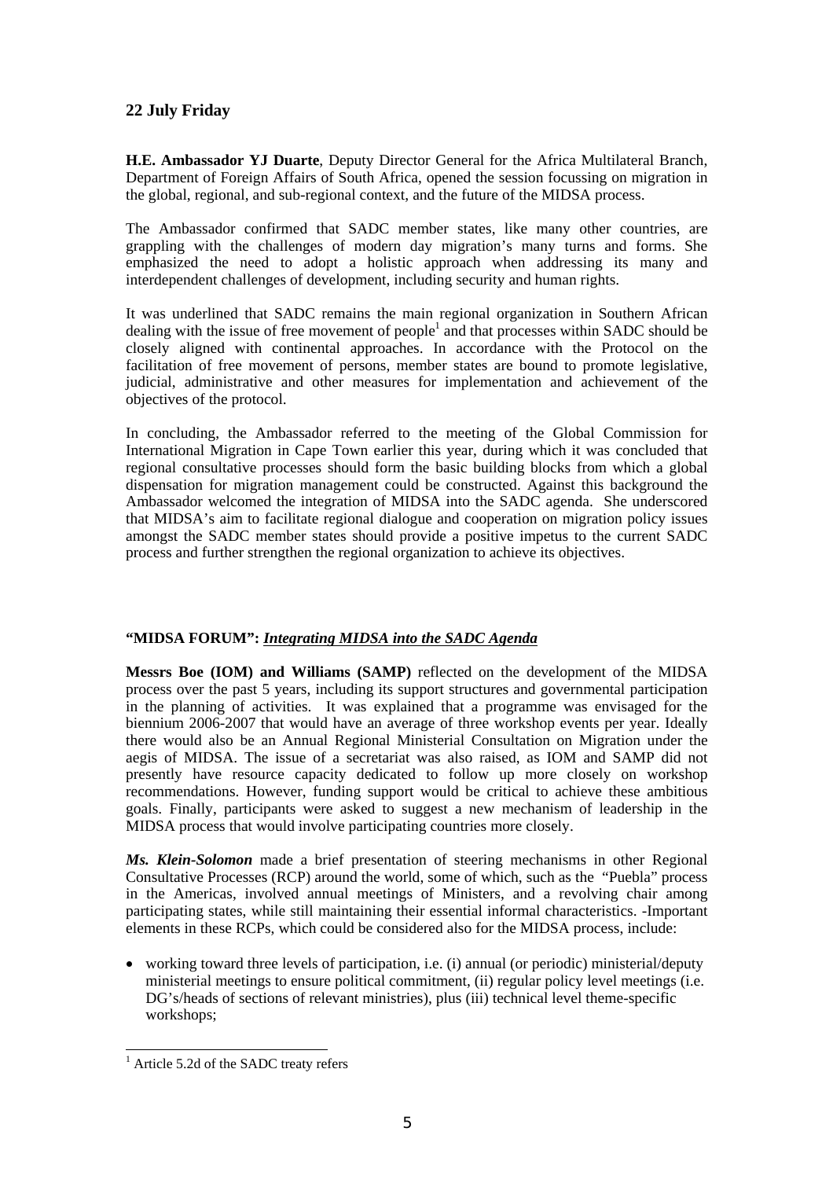## 22 July Friday

**H.E. Ambassador YJ Duarte**, Deputy Director General for the Africa Multilateral Branch, Department of Foreign Affairs of South Africa, opened the session focussing on migration in the global, regional, and sub-regional context, and the future of the MIDSA process.

The Ambassador confirmed that SADC member states, like many other countries, are grappling with the challenges of modern day migration's many turns and forms. She emphasized the need to adopt a holistic approach when addressing its many and interdependent challenges of development, including security and human rights.

It was underlined that SADC remains the main regional organization in Southern African dealing with the issue of free movement of people[1] and that processes within SADC should be closely aligned with continental approaches. In accordance with the Protocol on the facilitation of free movement of persons, member states are bound to promote legislative, judicial, administrative and other measures for implementation and achievement of the objectives of the protocol.

In concluding, the Ambassador referred to the meeting of the Global Commission for International Migration in Cape Town earlier this year, during which it was concluded that regional consultative processes should form the basic building blocks from which a global dispensation for migration management could be constructed. Against this background the Ambassador welcomed the integration of MIDSA into the SADC agenda. She underscored that MIDSA's aim to facilitate regional dialogue and cooperation on migration policy issues amongst the SADC member states should provide a positive impetus to the current SADC process and further strengthen the regional organization to achieve its objectives.

### "MIDSA FORUM": ***Integrating MIDSA into the SADC Agenda***

**Messrs Boe (IOM) and Williams (SAMP)** reflected on the development of the MIDSA process over the past 5 years, including its support structures and governmental participation in the planning of activities. It was explained that a programme was envisaged for the biennium 2006-2007 that would have an average of three workshop events per year. Ideally there would also be an Annual Regional Ministerial Consultation on Migration under the aegis of MIDSA. The issue of a secretariat was also raised, as IOM and SAMP did not presently have resource capacity dedicated to follow up more closely on workshop recommendations. However, funding support would be critical to achieve these ambitious goals. Finally, participants were asked to suggest a new mechanism of leadership in the MIDSA process that would involve participating countries more closely.

***Ms. Klein-Solomon*** made a brief presentation of steering mechanisms in other Regional Consultative Processes (RCP) around the world, some of which, such as the "Puebla" process in the Americas, involved annual meetings of Ministers, and a revolving chair among participating states, while still maintaining their essential informal characteristics. -Important elements in these RCPs, which could be considered also for the MIDSA process, include:

- working toward three levels of participation, i.e. (i) annual (or periodic) ministerial/deputy ministerial meetings to ensure political commitment, (ii) regular policy level meetings (i.e. DG's/heads of sections of relevant ministries), plus (iii) technical level theme-specific workshops;

[1] Article 5.2d of the SADC treaty refers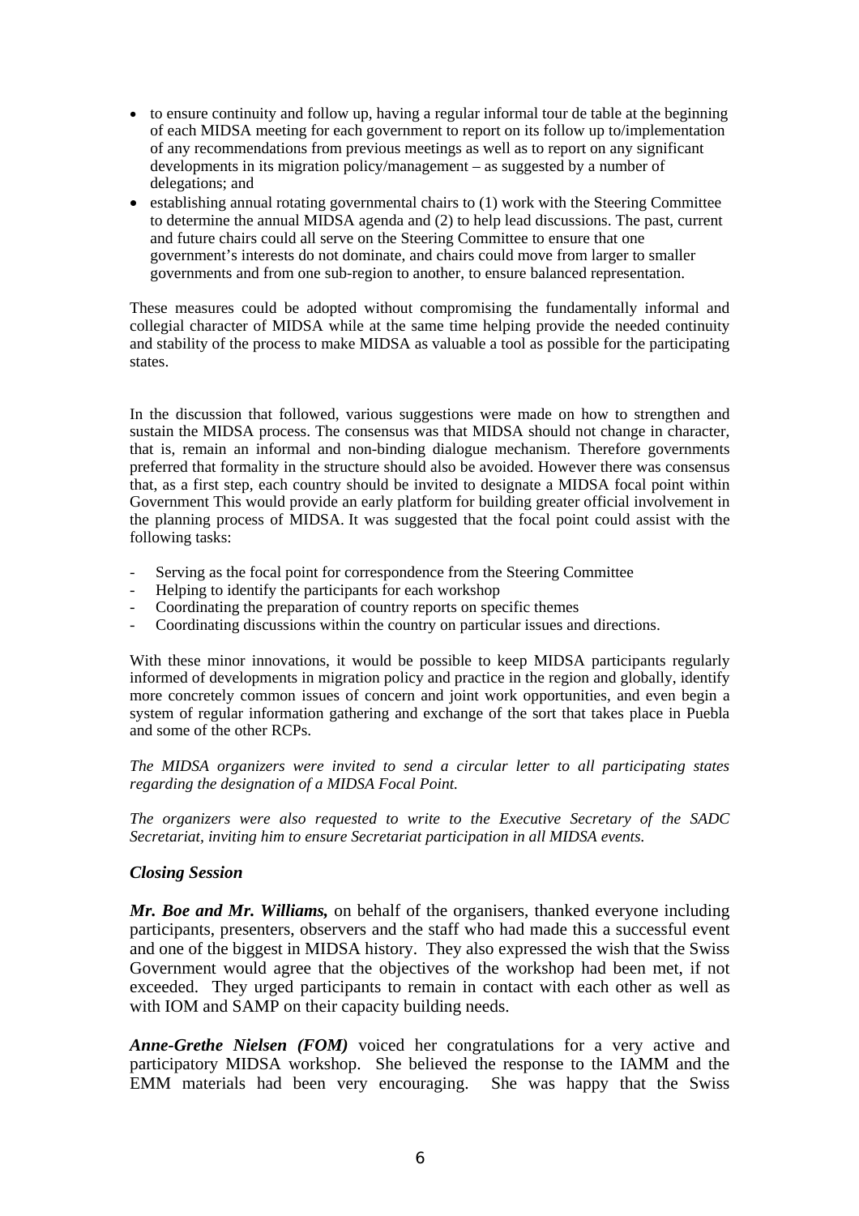- to ensure continuity and follow up, having a regular informal tour de table at the beginning of each MIDSA meeting for each government to report on its follow up to/implementation of any recommendations from previous meetings as well as to report on any significant developments in its migration policy/management – as suggested by a number of delegations; and
- establishing annual rotating governmental chairs to (1) work with the Steering Committee to determine the annual MIDSA agenda and (2) to help lead discussions. The past, current and future chairs could all serve on the Steering Committee to ensure that one government's interests do not dominate, and chairs could move from larger to smaller governments and from one sub-region to another, to ensure balanced representation.

These measures could be adopted without compromising the fundamentally informal and collegial character of MIDSA while at the same time helping provide the needed continuity and stability of the process to make MIDSA as valuable a tool as possible for the participating states.

In the discussion that followed, various suggestions were made on how to strengthen and sustain the MIDSA process. The consensus was that MIDSA should not change in character, that is, remain an informal and non-binding dialogue mechanism. Therefore governments preferred that formality in the structure should also be avoided. However there was consensus that, as a first step, each country should be invited to designate a MIDSA focal point within Government This would provide an early platform for building greater official involvement in the planning process of MIDSA. It was suggested that the focal point could assist with the following tasks:

- Serving as the focal point for correspondence from the Steering Committee
- Helping to identify the participants for each workshop
- Coordinating the preparation of country reports on specific themes
- Coordinating discussions within the country on particular issues and directions.

With these minor innovations, it would be possible to keep MIDSA participants regularly informed of developments in migration policy and practice in the region and globally, identify more concretely common issues of concern and joint work opportunities, and even begin a system of regular information gathering and exchange of the sort that takes place in Puebla and some of the other RCPs.

*The MIDSA organizers were invited to send a circular letter to all participating states regarding the designation of a MIDSA Focal Point.*

*The organizers were also requested to write to the Executive Secretary of the SADC Secretariat, inviting him to ensure Secretariat participation in all MIDSA events.*

### *Closing Session*

***Mr. Boe and Mr. Williams,*** on behalf of the organisers, thanked everyone including participants, presenters, observers and the staff who had made this a successful event and one of the biggest in MIDSA history. They also expressed the wish that the Swiss Government would agree that the objectives of the workshop had been met, if not exceeded. They urged participants to remain in contact with each other as well as with IOM and SAMP on their capacity building needs.

***Anne-Grethe Nielsen (FOM)*** voiced her congratulations for a very active and participatory MIDSA workshop. She believed the response to the IAMM and the EMM materials had been very encouraging. She was happy that the Swiss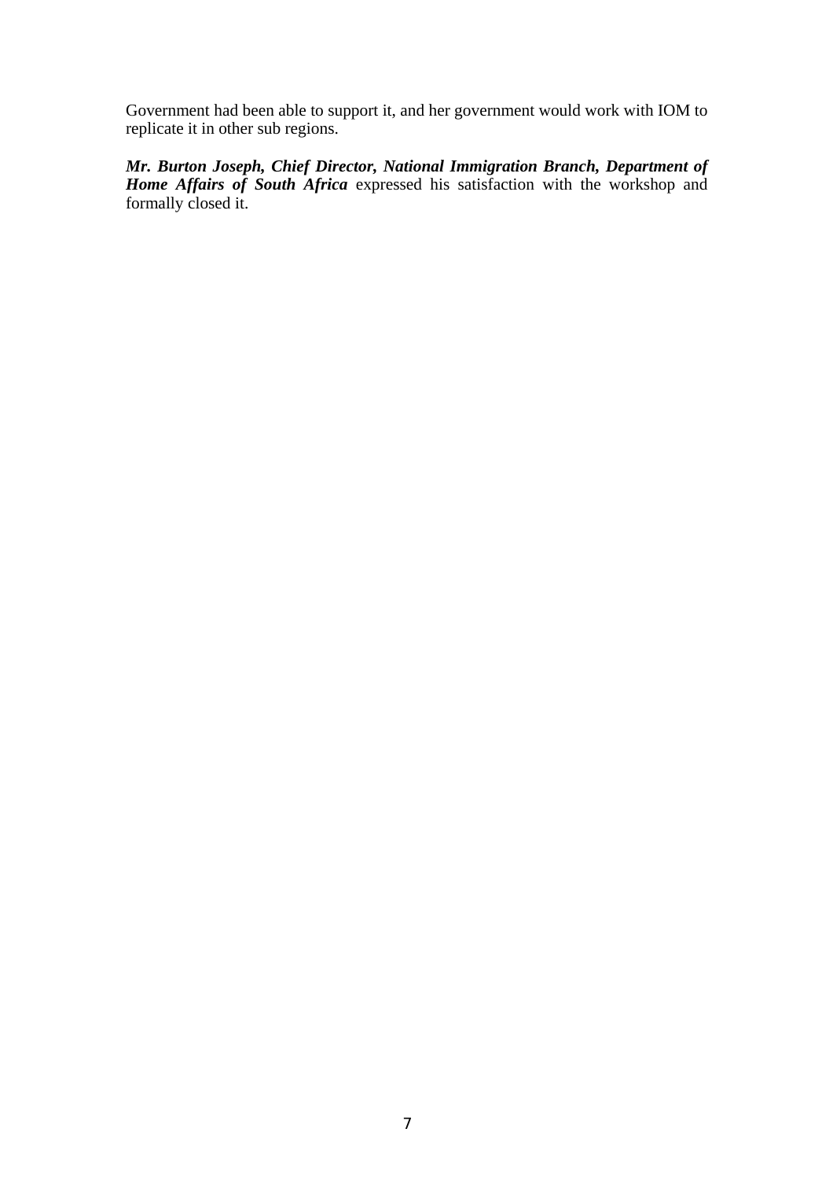Government had been able to support it, and her government would work with IOM to replicate it in other sub regions.

***Mr. Burton Joseph, Chief Director, National Immigration Branch, Department of Home Affairs of South Africa*** expressed his satisfaction with the workshop and formally closed it.